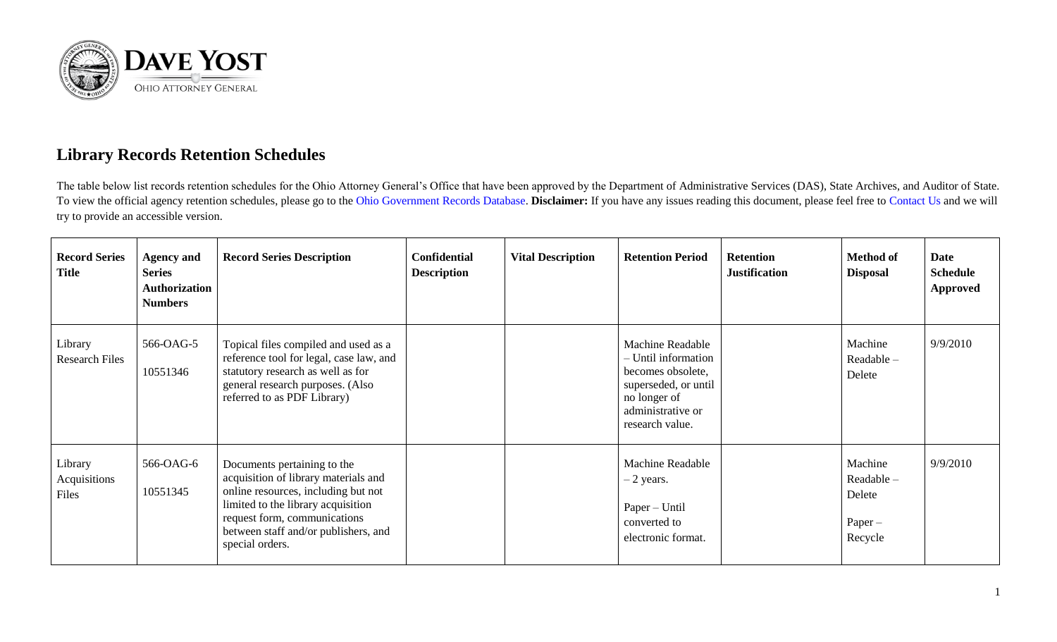DAVE YOST

OHIO ATTORNEY GENERAL

## Library Records Retention Schedules

The table below list records retention schedules for the Ohio Attorney General's Office that have been approved by the Department of Administrative Services (DAS), State Archives, and Auditor of State. To view the official agency retention schedules, please go to the Ohio Government Records Database. **Disclaimer:** If you have any issues reading this document, please feel free to Contact Us and we will try to provide an accessible version.

| Record Series Title | Agency and Series Authorization Numbers | Record Series Description | Confidential Description | Vital Description | Retention Period | Retention Justification | Method of Disposal | Date Schedule Approved |
|---|---|---|---|---|---|---|---|---|
| Library Research Files | 566-OAG-5<br><br>10551346 | Topical files compiled and used as a reference tool for legal, case law, and statutory research as well as for general research purposes. (Also referred to as PDF Library) | | | Machine Readable – Until information becomes obsolete, superseded, or until no longer of administrative or research value. | | Machine Readable – Delete | 9/9/2010 |
| Library Acquisitions Files | 566-OAG-6<br><br>10551345 | Documents pertaining to the acquisition of library materials and online resources, including but not limited to the library acquisition request form, communications between staff and/or publishers, and special orders. | | | Machine Readable – 2 years.<br><br>Paper – Until converted to electronic format. | | Machine Readable – Delete<br><br>Paper – Recycle | 9/9/2010 |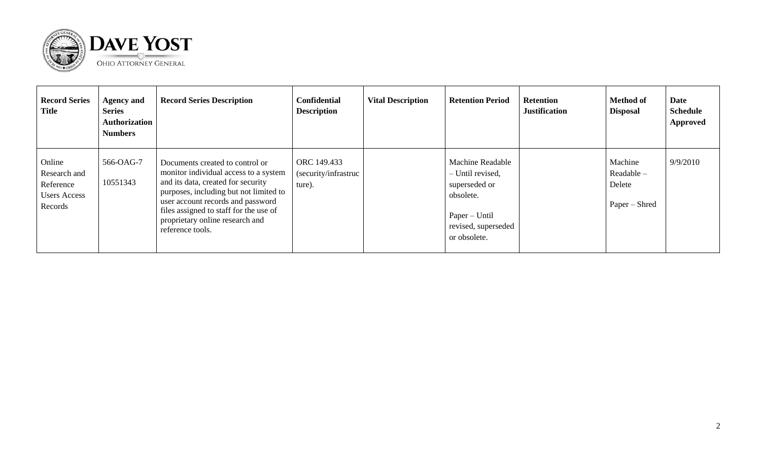| Record Series Title | Agency and Series Authorization Numbers | Record Series Description | Confidential Description | Vital Description | Retention Period | Retention Justification | Method of Disposal | Date Schedule Approved |
|---|---|---|---|---|---|---|---|---|
| Online Research and Reference Users Access Records | 566-OAG-7<br><br>10551343 | Documents created to control or monitor individual access to a system and its data, created for security purposes, including but not limited to user account records and password files assigned to staff for the use of proprietary online research and reference tools. | ORC 149.433 (security/infrastructure). | | Machine Readable – Until revised, superseded or obsolete.<br><br>Paper – Until revised, superseded or obsolete. | | Machine Readable – Delete<br><br>Paper – Shred | 9/9/2010 |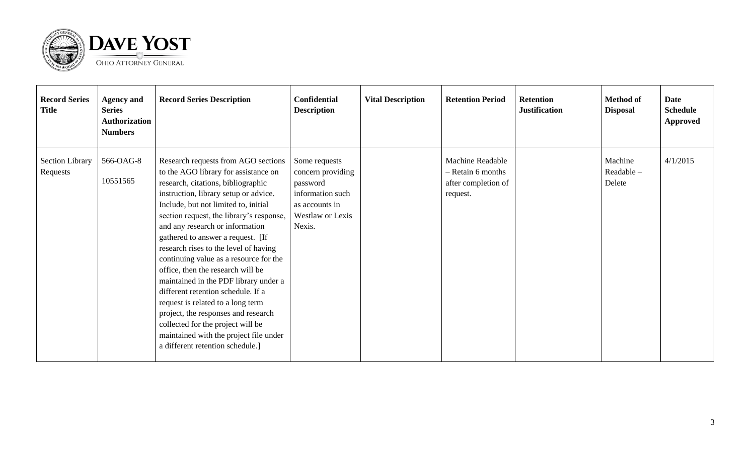| Record Series Title | Agency and Series Authorization Numbers | Record Series Description | Confidential Description | Vital Description | Retention Period | Retention Justification | Method of Disposal | Date Schedule Approved |
|---|---|---|---|---|---|---|---|---|
| Section Library Requests | 566-OAG-8<br><br>10551565 | Research requests from AGO sections to the AGO library for assistance on research, citations, bibliographic instruction, library setup or advice. Include, but not limited to, initial section request, the library's response, and any research or information gathered to answer a request. [If research rises to the level of having continuing value as a resource for the office, then the research will be maintained in the PDF library under a different retention schedule. If a request is related to a long term project, the responses and research collected for the project will be maintained with the project file under a different retention schedule.] | Some requests concern providing password information such as accounts in Westlaw or Lexis Nexis. | | Machine Readable – Retain 6 months after completion of request. | | Machine Readable – Delete | 4/1/2015 |